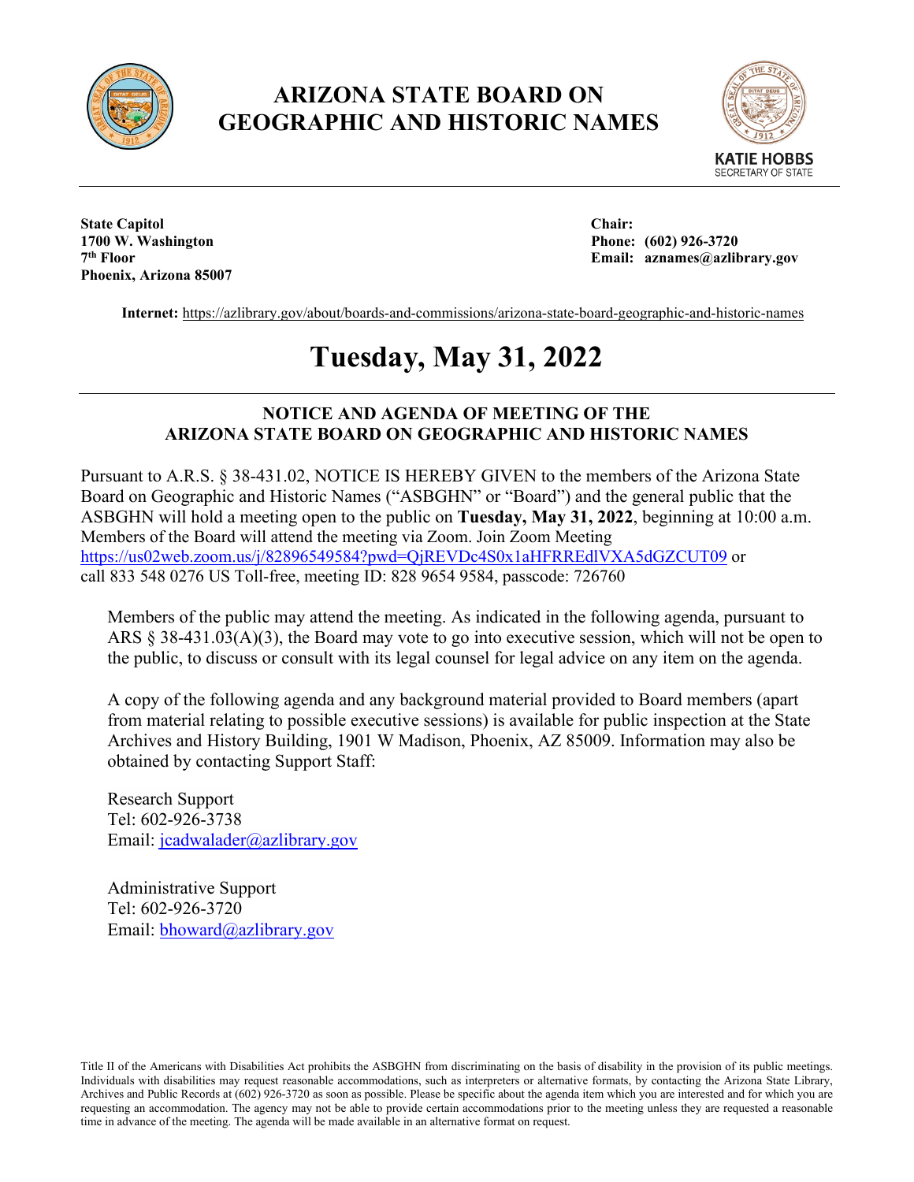# ARIZONA STATE BOARD ON GEOGRAPHIC AND HISTORIC NAMES

KATIE HOBBS
SECRETARY OF STATE

**State Capitol**
**1700 W. Washington**
**7th Floor**
**Phoenix, Arizona 85007**

**Chair:**
**Phone: (602) 926-3720**
**Email: aznames@azlibrary.gov**

**Internet:** https://azlibrary.gov/about/boards-and-commissions/arizona-state-board-geographic-and-historic-names

# Tuesday, May 31, 2022

## NOTICE AND AGENDA OF MEETING OF THE ARIZONA STATE BOARD ON GEOGRAPHIC AND HISTORIC NAMES

Pursuant to A.R.S. § 38-431.02, NOTICE IS HEREBY GIVEN to the members of the Arizona State Board on Geographic and Historic Names ("ASBGHN" or "Board") and the general public that the ASBGHN will hold a meeting open to the public on **Tuesday, May 31, 2022**, beginning at 10:00 a.m. Members of the Board will attend the meeting via Zoom. Join Zoom Meeting https://us02web.zoom.us/j/82896549584?pwd=QjREVDc4S0x1aHFRREdlVXA5dGZCUT09 or call 833 548 0276 US Toll-free, meeting ID: 828 9654 9584, passcode: 726760

Members of the public may attend the meeting. As indicated in the following agenda, pursuant to ARS § 38-431.03(A)(3), the Board may vote to go into executive session, which will not be open to the public, to discuss or consult with its legal counsel for legal advice on any item on the agenda.

A copy of the following agenda and any background material provided to Board members (apart from material relating to possible executive sessions) is available for public inspection at the State Archives and History Building, 1901 W Madison, Phoenix, AZ 85009. Information may also be obtained by contacting Support Staff:

Research Support
Tel: 602-926-3738
Email: jcadwalader@azlibrary.gov

Administrative Support
Tel: 602-926-3720
Email: bhoward@azlibrary.gov

Title II of the Americans with Disabilities Act prohibits the ASBGHN from discriminating on the basis of disability in the provision of its public meetings. Individuals with disabilities may request reasonable accommodations, such as interpreters or alternative formats, by contacting the Arizona State Library, Archives and Public Records at (602) 926-3720 as soon as possible. Please be specific about the agenda item which you are interested and for which you are requesting an accommodation. The agency may not be able to provide certain accommodations prior to the meeting unless they are requested a reasonable time in advance of the meeting. The agenda will be made available in an alternative format on request.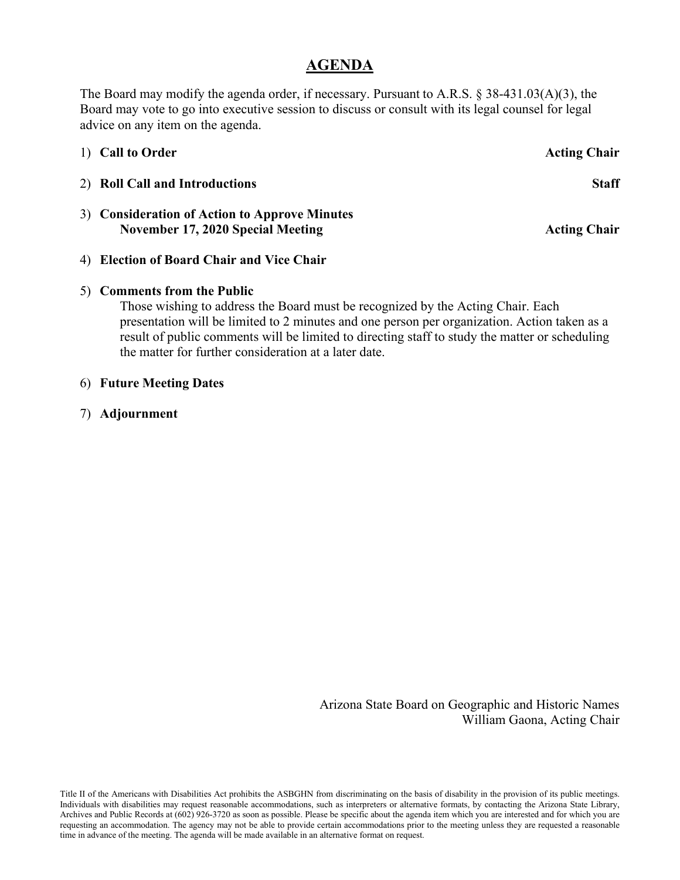## AGENDA

The Board may modify the agenda order, if necessary. Pursuant to A.R.S. § 38-431.03(A)(3), the Board may vote to go into executive session to discuss or consult with its legal counsel for legal advice on any item on the agenda.

1) **Call to Order** — **Acting Chair**

2) **Roll Call and Introductions** — **Staff**

3) **Consideration of Action to Approve Minutes**
   **November 17, 2020 Special Meeting** — **Acting Chair**

4) **Election of Board Chair and Vice Chair**

5) **Comments from the Public**
   Those wishing to address the Board must be recognized by the Acting Chair. Each presentation will be limited to 2 minutes and one person per organization. Action taken as a result of public comments will be limited to directing staff to study the matter or scheduling the matter for further consideration at a later date.

6) **Future Meeting Dates**

7) **Adjournment**

Arizona State Board on Geographic and Historic Names
William Gaona, Acting Chair

Title II of the Americans with Disabilities Act prohibits the ASBGHN from discriminating on the basis of disability in the provision of its public meetings. Individuals with disabilities may request reasonable accommodations, such as interpreters or alternative formats, by contacting the Arizona State Library, Archives and Public Records at (602) 926-3720 as soon as possible. Please be specific about the agenda item which you are interested and for which you are requesting an accommodation. The agency may not be able to provide certain accommodations prior to the meeting unless they are requested a reasonable time in advance of the meeting. The agenda will be made available in an alternative format on request.